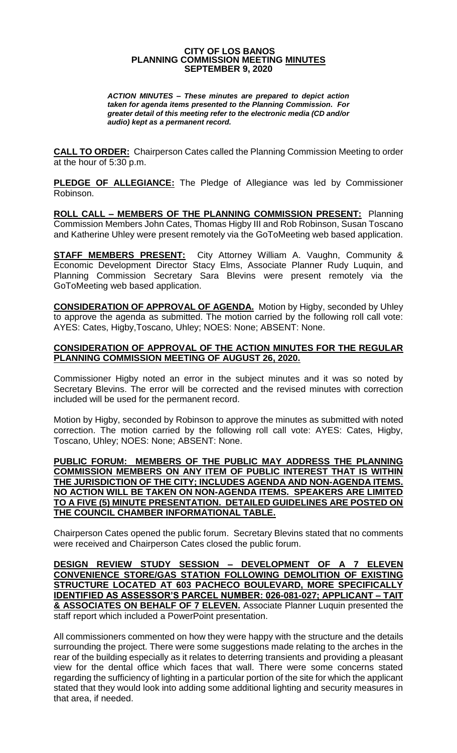# CITY OF LOS BANOS
## PLANNING COMMISSION MEETING MINUTES
## SEPTEMBER 9, 2020

***ACTION MINUTES – These minutes are prepared to depict action taken for agenda items presented to the Planning Commission. For greater detail of this meeting refer to the electronic media (CD and/or audio) kept as a permanent record.***

**CALL TO ORDER:** Chairperson Cates called the Planning Commission Meeting to order at the hour of 5:30 p.m.

**PLEDGE OF ALLEGIANCE:** The Pledge of Allegiance was led by Commissioner Robinson.

**ROLL CALL – MEMBERS OF THE PLANNING COMMISSION PRESENT:** Planning Commission Members John Cates, Thomas Higby III and Rob Robinson, Susan Toscano and Katherine Uhley were present remotely via the GoToMeeting web based application.

**STAFF MEMBERS PRESENT:** City Attorney William A. Vaughn, Community & Economic Development Director Stacy Elms, Associate Planner Rudy Luquin, and Planning Commission Secretary Sara Blevins were present remotely via the GoToMeeting web based application.

**CONSIDERATION OF APPROVAL OF AGENDA.** Motion by Higby, seconded by Uhley to approve the agenda as submitted. The motion carried by the following roll call vote: AYES: Cates, Higby,Toscano, Uhley; NOES: None; ABSENT: None.

**CONSIDERATION OF APPROVAL OF THE ACTION MINUTES FOR THE REGULAR PLANNING COMMISSION MEETING OF AUGUST 26, 2020.**

Commissioner Higby noted an error in the subject minutes and it was so noted by Secretary Blevins. The error will be corrected and the revised minutes with correction included will be used for the permanent record.

Motion by Higby, seconded by Robinson to approve the minutes as submitted with noted correction. The motion carried by the following roll call vote: AYES: Cates, Higby, Toscano, Uhley; NOES: None; ABSENT: None.

**PUBLIC FORUM: MEMBERS OF THE PUBLIC MAY ADDRESS THE PLANNING COMMISSION MEMBERS ON ANY ITEM OF PUBLIC INTEREST THAT IS WITHIN THE JURISDICTION OF THE CITY; INCLUDES AGENDA AND NON-AGENDA ITEMS. NO ACTION WILL BE TAKEN ON NON-AGENDA ITEMS. SPEAKERS ARE LIMITED TO A FIVE (5) MINUTE PRESENTATION. DETAILED GUIDELINES ARE POSTED ON THE COUNCIL CHAMBER INFORMATIONAL TABLE.**

Chairperson Cates opened the public forum. Secretary Blevins stated that no comments were received and Chairperson Cates closed the public forum.

**DESIGN REVIEW STUDY SESSION – DEVELOPMENT OF A 7 ELEVEN CONVENIENCE STORE/GAS STATION FOLLOWING DEMOLITION OF EXISTING STRUCTURE LOCATED AT 603 PACHECO BOULEVARD, MORE SPECIFICALLY IDENTIFIED AS ASSESSOR'S PARCEL NUMBER: 026-081-027; APPLICANT – TAIT & ASSOCIATES ON BEHALF OF 7 ELEVEN.** Associate Planner Luquin presented the staff report which included a PowerPoint presentation.

All commissioners commented on how they were happy with the structure and the details surrounding the project. There were some suggestions made relating to the arches in the rear of the building especially as it relates to deterring transients and providing a pleasant view for the dental office which faces that wall. There were some concerns stated regarding the sufficiency of lighting in a particular portion of the site for which the applicant stated that they would look into adding some additional lighting and security measures in that area, if needed.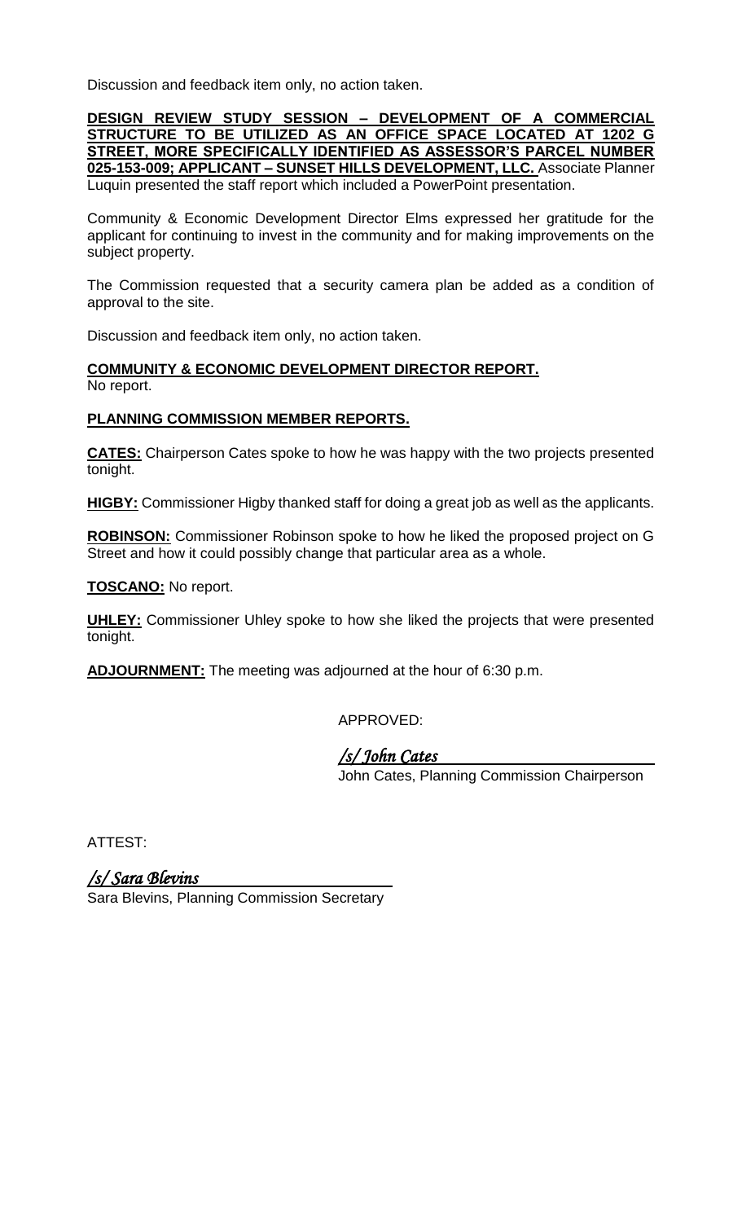Discussion and feedback item only, no action taken.

**DESIGN REVIEW STUDY SESSION – DEVELOPMENT OF A COMMERCIAL STRUCTURE TO BE UTILIZED AS AN OFFICE SPACE LOCATED AT 1202 G STREET, MORE SPECIFICALLY IDENTIFIED AS ASSESSOR'S PARCEL NUMBER 025-153-009; APPLICANT – SUNSET HILLS DEVELOPMENT, LLC.** Associate Planner Luquin presented the staff report which included a PowerPoint presentation.

Community & Economic Development Director Elms expressed her gratitude for the applicant for continuing to invest in the community and for making improvements on the subject property.

The Commission requested that a security camera plan be added as a condition of approval to the site.

Discussion and feedback item only, no action taken.

**COMMUNITY & ECONOMIC DEVELOPMENT DIRECTOR REPORT.**
No report.

**PLANNING COMMISSION MEMBER REPORTS.**

**CATES:** Chairperson Cates spoke to how he was happy with the two projects presented tonight.

**HIGBY:** Commissioner Higby thanked staff for doing a great job as well as the applicants.

**ROBINSON:** Commissioner Robinson spoke to how he liked the proposed project on G Street and how it could possibly change that particular area as a whole.

**TOSCANO:** No report.

**UHLEY:** Commissioner Uhley spoke to how she liked the projects that were presented tonight.

**ADJOURNMENT:** The meeting was adjourned at the hour of 6:30 p.m.

APPROVED:

*/s/ John Cates*
John Cates, Planning Commission Chairperson

ATTEST:

*/s/ Sara Blevins*
Sara Blevins, Planning Commission Secretary